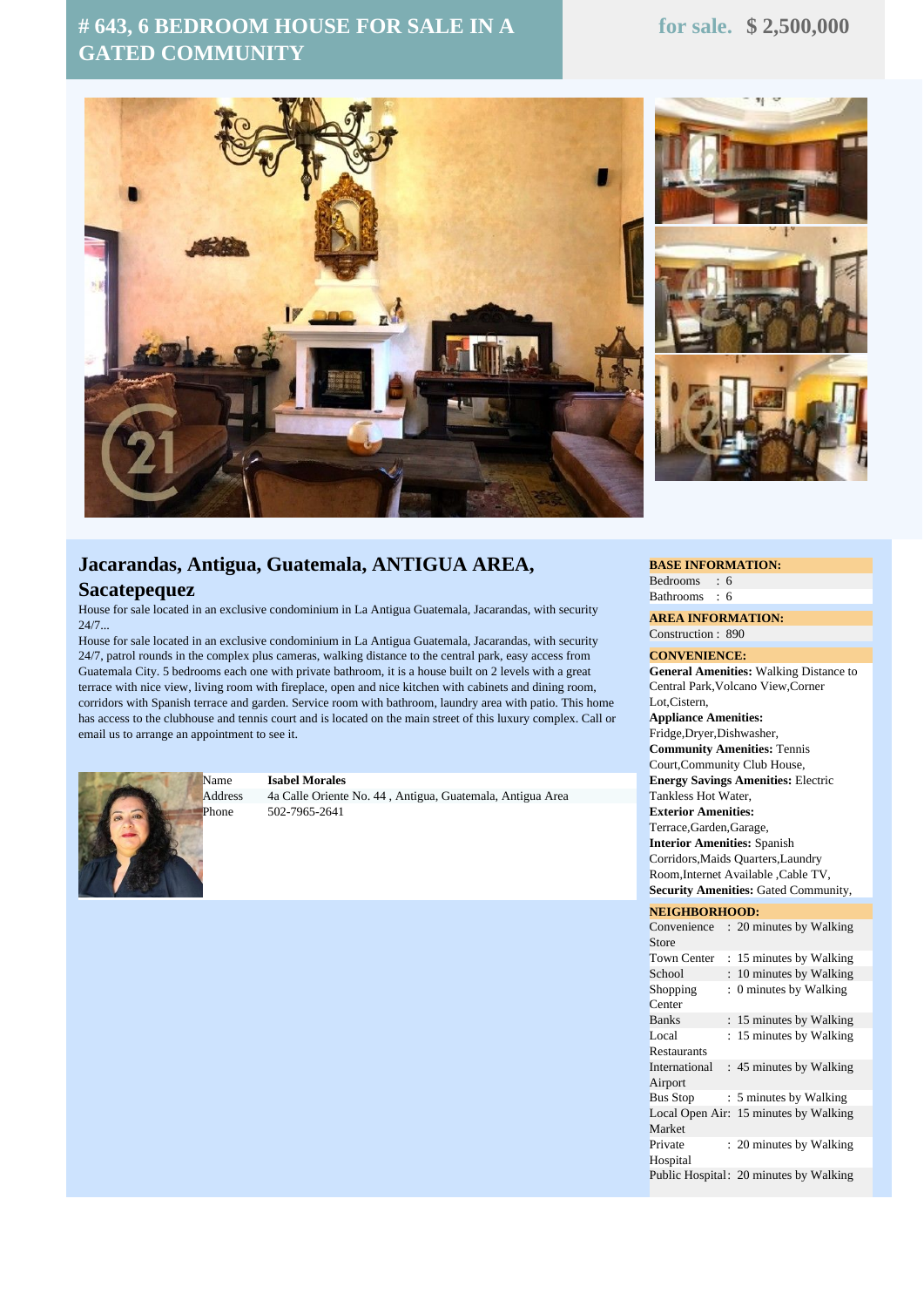# # 643, 6 BEDROOM HOUSE FOR SALE IN A GATED COMMUNITY

**for sale. $ 2,500,000**

## Jacarandas, Antigua, Guatemala, ANTIGUA AREA, Sacatepequez

House for sale located in an exclusive condominium in La Antigua Guatemala, Jacarandas, with security 24/7...

House for sale located in an exclusive condominium in La Antigua Guatemala, Jacarandas, with security 24/7, patrol rounds in the complex plus cameras, walking distance to the central park, easy access from Guatemala City. 5 bedrooms each one with private bathroom, it is a house built on 2 levels with a great terrace with nice view, living room with fireplace, open and nice kitchen with cabinets and dining room, corridors with Spanish terrace and garden. Service room with bathroom, laundry area with patio. This home has access to the clubhouse and tennis court and is located on the main street of this luxury complex. Call or email us to arrange an appointment to see it.

| | |
|---|---|
| Name | **Isabel Morales** |
| Address | 4a Calle Oriente No. 44 , Antigua, Guatemala, Antigua Area |
| Phone | 502-7965-2641 |

**BASE INFORMATION:**

Bedrooms : 6
Bathrooms : 6

**AREA INFORMATION:**

Construction : 890

**CONVENIENCE:**

**General Amenities:** Walking Distance to Central Park,Volcano View,Corner Lot,Cistern,
**Appliance Amenities:** Fridge,Dryer,Dishwasher,
**Community Amenities:** Tennis Court,Community Club House,
**Energy Savings Amenities:** Electric Tankless Hot Water,
**Exterior Amenities:** Terrace,Garden,Garage,
**Interior Amenities:** Spanish Corridors,Maids Quarters,Laundry Room,Internet Available ,Cable TV,
**Security Amenities:** Gated Community,

**NEIGHBORHOOD:**

| | |
|---|---|
| Convenience Store | : 20 minutes by Walking |
| Town Center | : 15 minutes by Walking |
| School | : 10 minutes by Walking |
| Shopping Center | : 0 minutes by Walking |
| Banks | : 15 minutes by Walking |
| Local Restaurants | : 15 minutes by Walking |
| International Airport | : 45 minutes by Walking |
| Bus Stop | : 5 minutes by Walking |
| Local Open Air Market | : 15 minutes by Walking |
| Private Hospital | : 20 minutes by Walking |
| Public Hospital | : 20 minutes by Walking |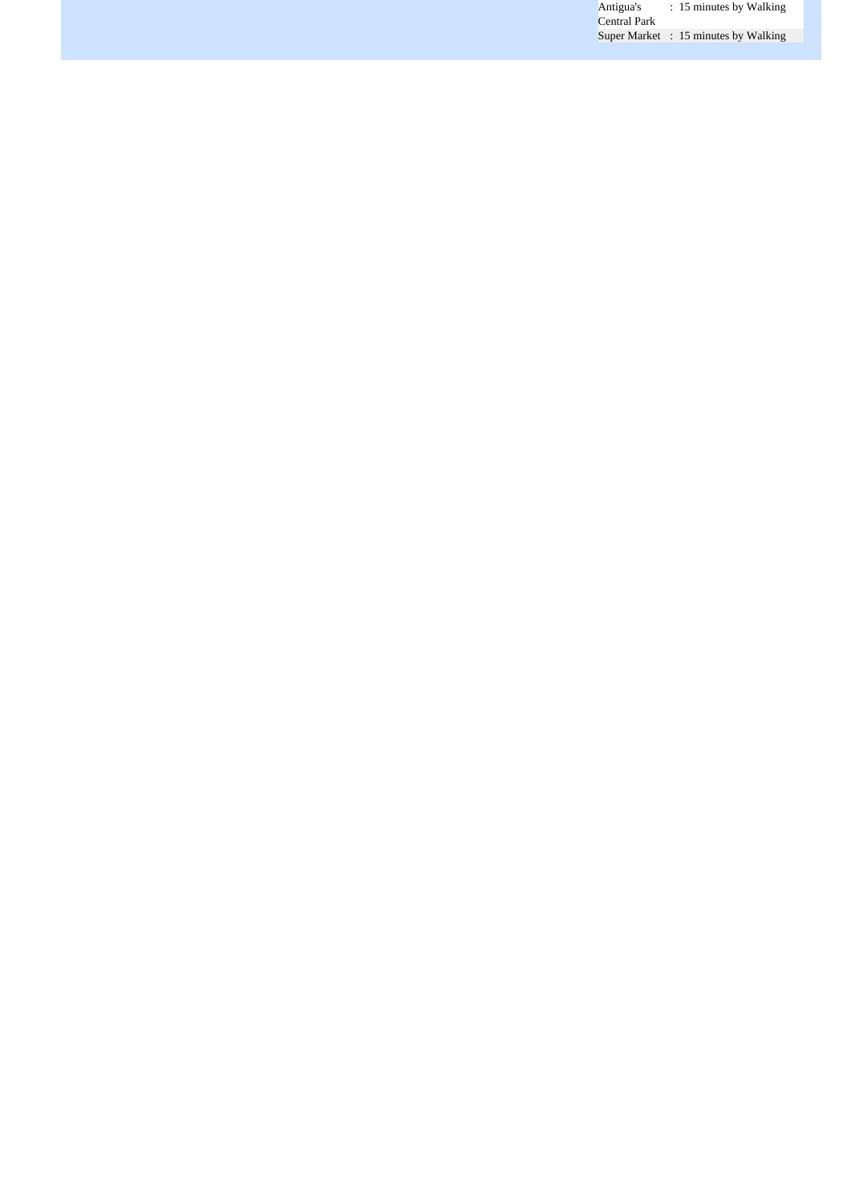| | |
|---|---|
| Antigua's Central Park | : 15 minutes by Walking |
| Super Market | : 15 minutes by Walking |